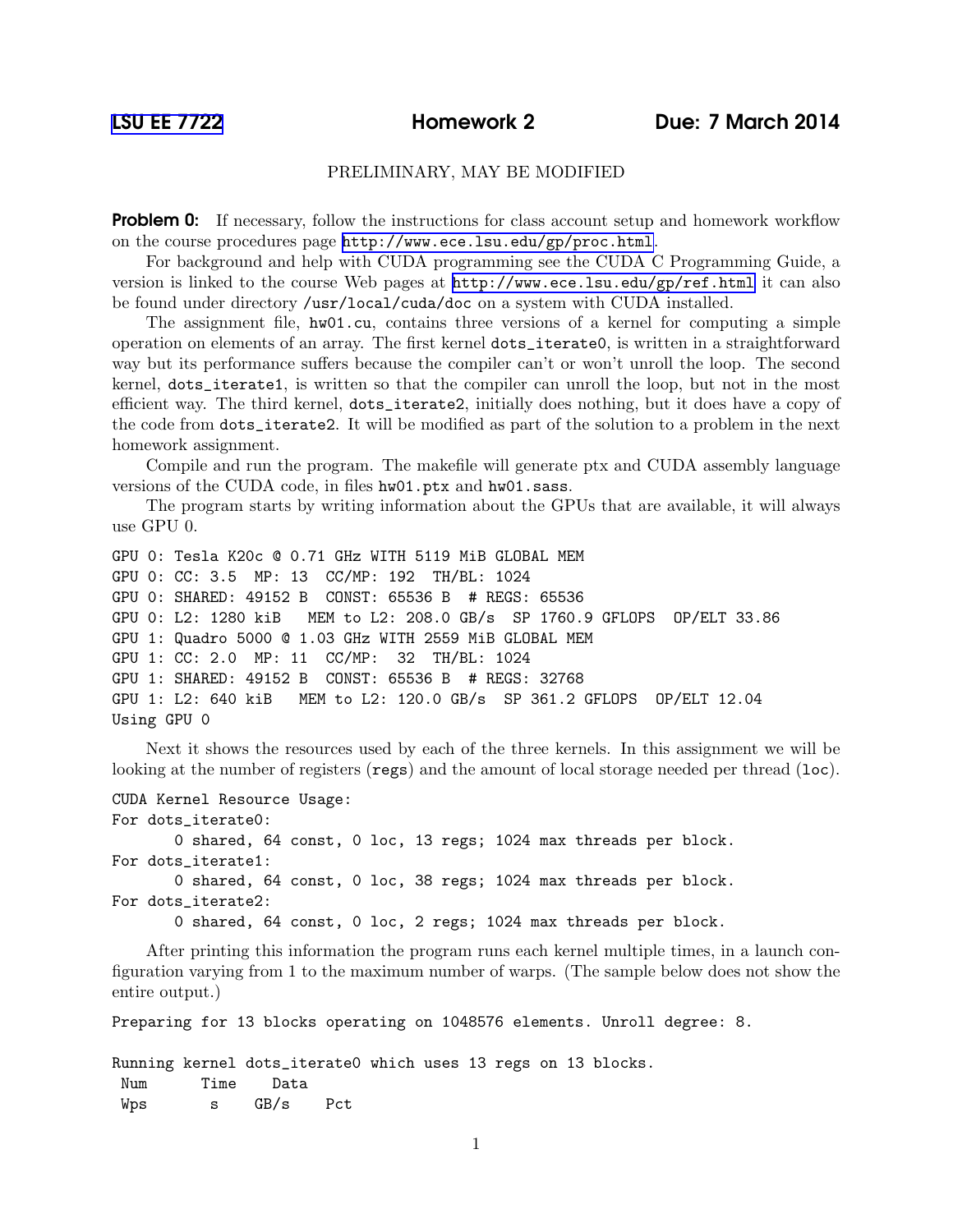# LSU EE 7722 Homework 2 Due: 7 March 2014

PRELIMINARY, MAY BE MODIFIED

**Problem 0:** If necessary, follow the instructions for class account setup and homework workflow on the course procedures page http://www.ece.lsu.edu/gp/proc.html.

For background and help with CUDA programming see the CUDA C Programming Guide, a version is linked to the course Web pages at http://www.ece.lsu.edu/gp/ref.html it can also be found under directory /usr/local/cuda/doc on a system with CUDA installed.

The assignment file, hw01.cu, contains three versions of a kernel for computing a simple operation on elements of an array. The first kernel dots_iterate0, is written in a straightforward way but its performance suffers because the compiler can't or won't unroll the loop. The second kernel, dots_iterate1, is written so that the compiler can unroll the loop, but not in the most efficient way. The third kernel, dots_iterate2, initially does nothing, but it does have a copy of the code from dots_iterate2. It will be modified as part of the solution to a problem in the next homework assignment.

Compile and run the program. The makefile will generate ptx and CUDA assembly language versions of the CUDA code, in files hw01.ptx and hw01.sass.

The program starts by writing information about the GPUs that are available, it will always use GPU 0.

```
GPU 0: Tesla K20c @ 0.71 GHz WITH 5119 MiB GLOBAL MEM
GPU 0: CC: 3.5  MP: 13  CC/MP: 192  TH/BL: 1024
GPU 0: SHARED: 49152 B  CONST: 65536 B  # REGS: 65536
GPU 0: L2: 1280 kiB   MEM to L2: 208.0 GB/s  SP 1760.9 GFLOPS  OP/ELT 33.86
GPU 1: Quadro 5000 @ 1.03 GHz WITH 2559 MiB GLOBAL MEM
GPU 1: CC: 2.0  MP: 11  CC/MP:  32  TH/BL: 1024
GPU 1: SHARED: 49152 B  CONST: 65536 B  # REGS: 32768
GPU 1: L2: 640 kiB   MEM to L2: 120.0 GB/s  SP 361.2 GFLOPS  OP/ELT 12.04
Using GPU 0
```

Next it shows the resources used by each of the three kernels. In this assignment we will be looking at the number of registers (regs) and the amount of local storage needed per thread (loc).

```
CUDA Kernel Resource Usage:
For dots_iterate0:
       0 shared, 64 const, 0 loc, 13 regs; 1024 max threads per block.
For dots_iterate1:
       0 shared, 64 const, 0 loc, 38 regs; 1024 max threads per block.
For dots_iterate2:
       0 shared, 64 const, 0 loc, 2 regs; 1024 max threads per block.
```

After printing this information the program runs each kernel multiple times, in a launch configuration varying from 1 to the maximum number of warps. (The sample below does not show the entire output.)

```
Preparing for 13 blocks operating on 1048576 elements. Unroll degree: 8.

Running kernel dots_iterate0 which uses 13 regs on 13 blocks.
 Num      Time    Data
 Wps       s     GB/s    Pct
```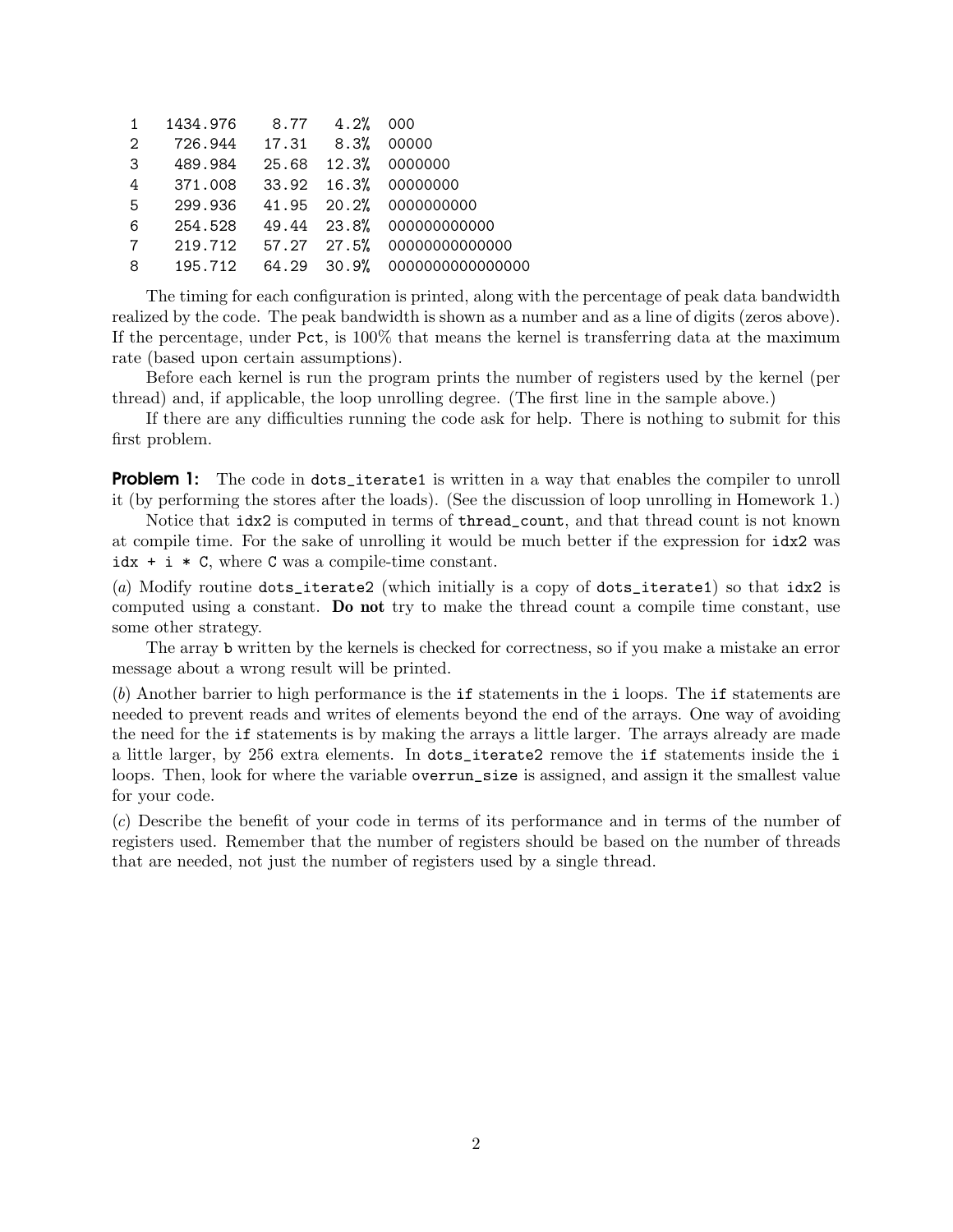```
1   1434.976    8.77   4.2%  000
2    726.944   17.31   8.3%  00000
3    489.984   25.68  12.3%  0000000
4    371.008   33.92  16.3%  00000000
5    299.936   41.95  20.2%  0000000000
6    254.528   49.44  23.8%  000000000000
7    219.712   57.27  27.5%  00000000000000
8    195.712   64.29  30.9%  0000000000000000
```

The timing for each configuration is printed, along with the percentage of peak data bandwidth realized by the code. The peak bandwidth is shown as a number and as a line of digits (zeros above). If the percentage, under `Pct`, is 100% that means the kernel is transferring data at the maximum rate (based upon certain assumptions).

Before each kernel is run the program prints the number of registers used by the kernel (per thread) and, if applicable, the loop unrolling degree. (The first line in the sample above.)

If there are any difficulties running the code ask for help. There is nothing to submit for this first problem.

**Problem 1:** The code in `dots_iterate1` is written in a way that enables the compiler to unroll it (by performing the stores after the loads). (See the discussion of loop unrolling in Homework 1.)

Notice that `idx2` is computed in terms of `thread_count`, and that thread count is not known at compile time. For the sake of unrolling it would be much better if the expression for `idx2` was `idx + i * C`, where `C` was a compile-time constant.

(*a*) Modify routine `dots_iterate2` (which initially is a copy of `dots_iterate1`) so that `idx2` is computed using a constant. **Do not** try to make the thread count a compile time constant, use some other strategy.

The array `b` written by the kernels is checked for correctness, so if you make a mistake an error message about a wrong result will be printed.

(*b*) Another barrier to high performance is the `if` statements in the `i` loops. The `if` statements are needed to prevent reads and writes of elements beyond the end of the arrays. One way of avoiding the need for the `if` statements is by making the arrays a little larger. The arrays already are made a little larger, by 256 extra elements. In `dots_iterate2` remove the `if` statements inside the `i` loops. Then, look for where the variable `overrun_size` is assigned, and assign it the smallest value for your code.

(*c*) Describe the benefit of your code in terms of its performance and in terms of the number of registers used. Remember that the number of registers should be based on the number of threads that are needed, not just the number of registers used by a single thread.